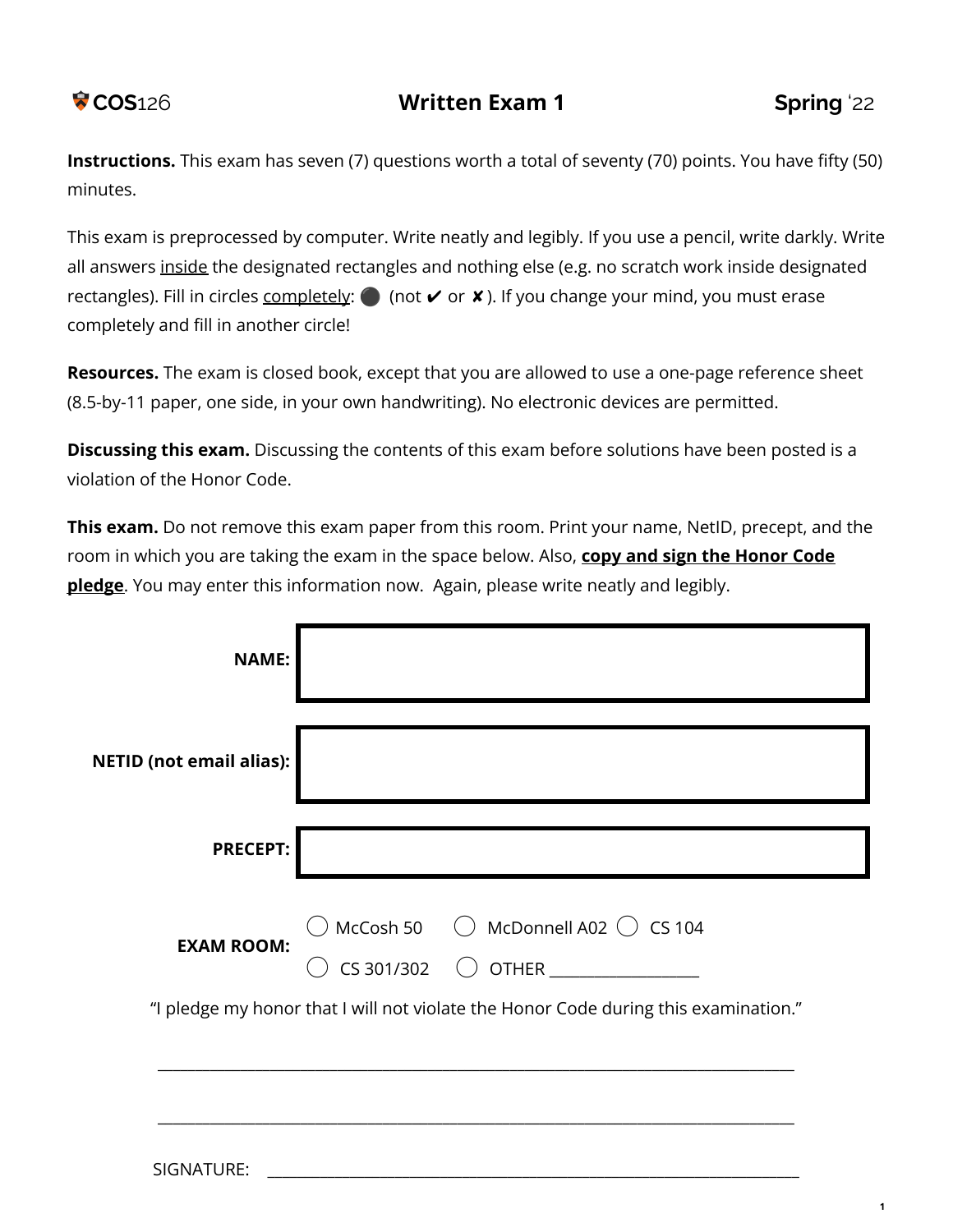# COS126 Written Exam 1 Spring '22

**Instructions.** This exam has seven (7) questions worth a total of seventy (70) points. You have fifty (50) minutes.

This exam is preprocessed by computer. Write neatly and legibly. If you use a pencil, write darkly. Write all answers inside the designated rectangles and nothing else (e.g. no scratch work inside designated rectangles). Fill in circles completely: ⚫ (not ✔ or ✘). If you change your mind, you must erase completely and fill in another circle!

**Resources.** The exam is closed book, except that you are allowed to use a one-page reference sheet (8.5-by-11 paper, one side, in your own handwriting). No electronic devices are permitted.

**Discussing this exam.** Discussing the contents of this exam before solutions have been posted is a violation of the Honor Code.

**This exam.** Do not remove this exam paper from this room. Print your name, NetID, precept, and the room in which you are taking the exam in the space below. Also, **copy and sign the Honor Code pledge**. You may enter this information now. Again, please write neatly and legibly.

**NAME:**

**NETID (not email alias):**

**PRECEPT:**

**EXAM ROOM:** ◯ McCosh 50 ◯ McDonnell A02 ◯ CS 104 ◯ CS 301/302 ◯ OTHER ____________

"I pledge my honor that I will not violate the Honor Code during this examination."

______________________________________________________________________

______________________________________________________________________

SIGNATURE: ____________________________________________________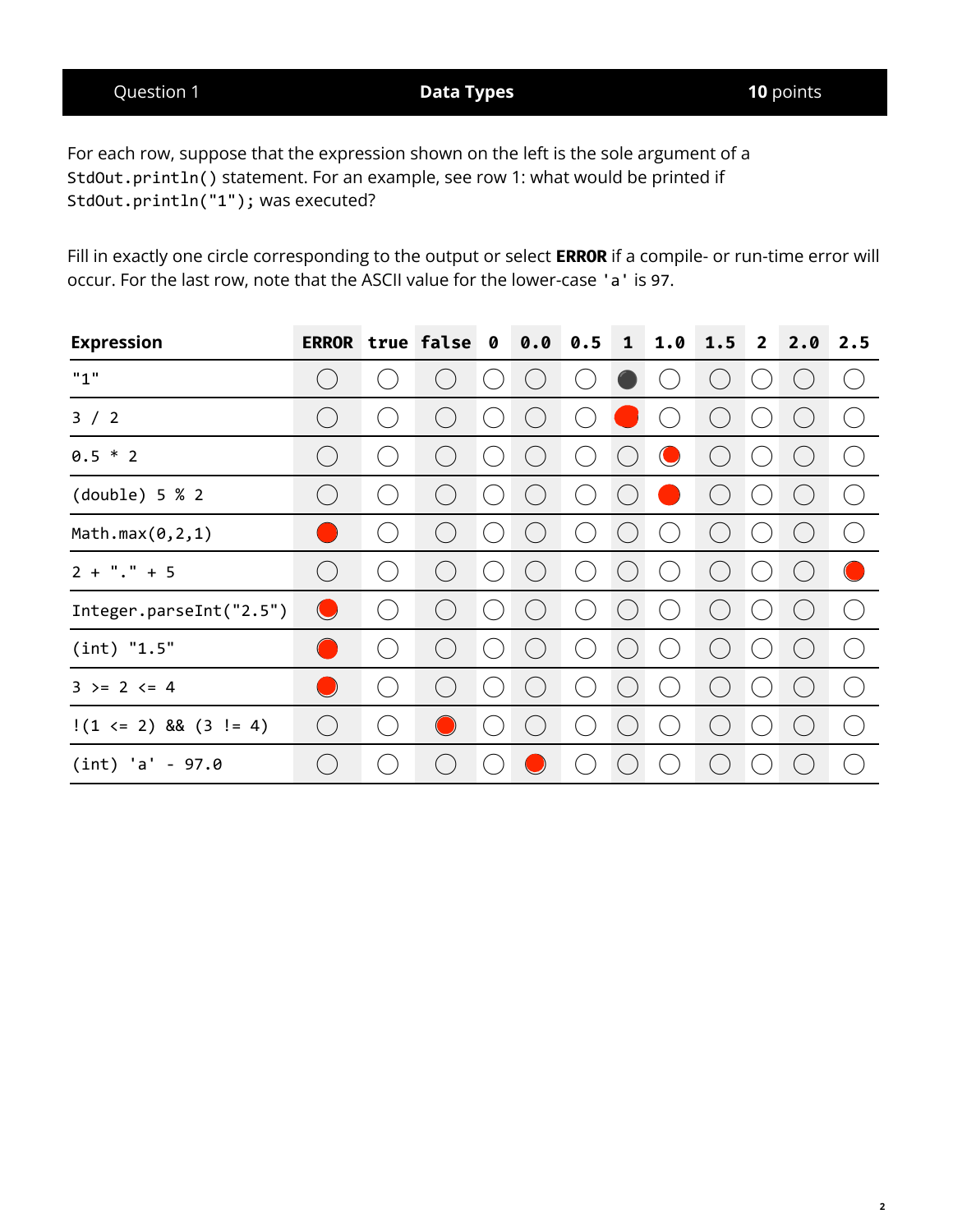| Question 1 | Data Types | **10** points |
|---|---|---|

For each row, suppose that the expression shown on the left is the sole argument of a `StdOut.println()` statement. For an example, see row 1: what would be printed if `StdOut.println("1");` was executed?

Fill in exactly one circle corresponding to the output or select **ERROR** if a compile- or run-time error will occur. For the last row, note that the ASCII value for the lower-case `'a'` is 97.

| Expression | ERROR | true | false | 0 | 0.0 | 0.5 | 1 | 1.0 | 1.5 | 2 | 2.0 | 2.5 |
|---|---|---|---|---|---|---|---|---|---|---|---|---|
| `"1"` | ○ | ○ | ○ | ○ | ○ | ○ | ● | ○ | ○ | ○ | ○ | ○ |
| `3 / 2` | ○ | ○ | ○ | ○ | ○ | ○ | ● | ○ | ○ | ○ | ○ | ○ |
| `0.5 * 2` | ○ | ○ | ○ | ○ | ○ | ○ | ○ | ● | ○ | ○ | ○ | ○ |
| `(double) 5 % 2` | ○ | ○ | ○ | ○ | ○ | ○ | ○ | ● | ○ | ○ | ○ | ○ |
| `Math.max(0,2,1)` | ● | ○ | ○ | ○ | ○ | ○ | ○ | ○ | ○ | ○ | ○ | ○ |
| `2 + "." + 5` | ○ | ○ | ○ | ○ | ○ | ○ | ○ | ○ | ○ | ○ | ○ | ● |
| `Integer.parseInt("2.5")` | ● | ○ | ○ | ○ | ○ | ○ | ○ | ○ | ○ | ○ | ○ | ○ |
| `(int) "1.5"` | ● | ○ | ○ | ○ | ○ | ○ | ○ | ○ | ○ | ○ | ○ | ○ |
| `3 >= 2 <= 4` | ● | ○ | ○ | ○ | ○ | ○ | ○ | ○ | ○ | ○ | ○ | ○ |
| `!(1 <= 2) && (3 != 4)` | ○ | ○ | ● | ○ | ○ | ○ | ○ | ○ | ○ | ○ | ○ | ○ |
| `(int) 'a' - 97.0` | ○ | ○ | ○ | ○ | ● | ○ | ○ | ○ | ○ | ○ | ○ | ○ |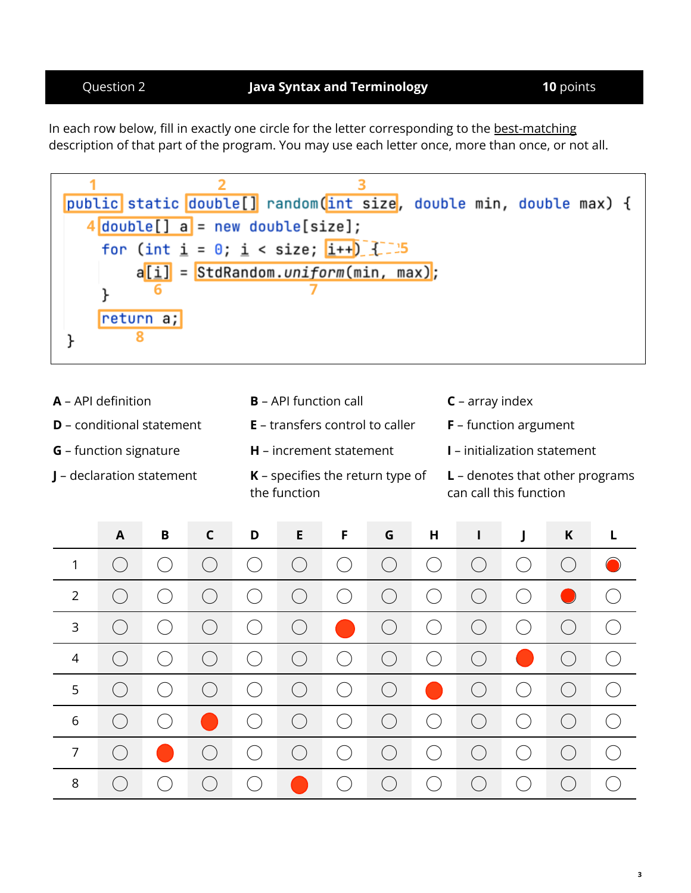| Question 2 | Java Syntax and Terminology | **10** points |
|---|---|---|

In each row below, fill in exactly one circle for the letter corresponding to the best-matching description of that part of the program. You may use each letter once, more than once, or not all.

```
      1              2                  3
public static double[] random(int size, double min, double max) {
    4 double[] a = new double[size];
    for (int i = 0; i < size; i++) {  5
        a[i] = StdRandom.uniform(min, max);
          6          7
    }
    return a;
       8
}
```

**A** – API definition

**B** – API function call

**C** – array index

**D** – conditional statement

**E** – transfers control to caller

**F** – function argument

**G** – function signature

**H** – increment statement

**I** – initialization statement

**J** – declaration statement

**K** – specifies the return type of the function

**L** – denotes that other programs can call this function

| | A | B | C | D | E | F | G | H | I | J | K | L |
|---|---|---|---|---|---|---|---|---|---|---|---|---|
| 1 | ○ | ○ | ○ | ○ | ○ | ○ | ○ | ○ | ○ | ○ | ○ | ● |
| 2 | ○ | ○ | ○ | ○ | ○ | ○ | ○ | ○ | ○ | ○ | ● | ○ |
| 3 | ○ | ○ | ○ | ○ | ○ | ● | ○ | ○ | ○ | ○ | ○ | ○ |
| 4 | ○ | ○ | ○ | ○ | ○ | ○ | ○ | ○ | ○ | ● | ○ | ○ |
| 5 | ○ | ○ | ○ | ○ | ○ | ○ | ○ | ● | ○ | ○ | ○ | ○ |
| 6 | ○ | ○ | ● | ○ | ○ | ○ | ○ | ○ | ○ | ○ | ○ | ○ |
| 7 | ○ | ● | ○ | ○ | ○ | ○ | ○ | ○ | ○ | ○ | ○ | ○ |
| 8 | ○ | ○ | ○ | ○ | ● | ○ | ○ | ○ | ○ | ○ | ○ | ○ |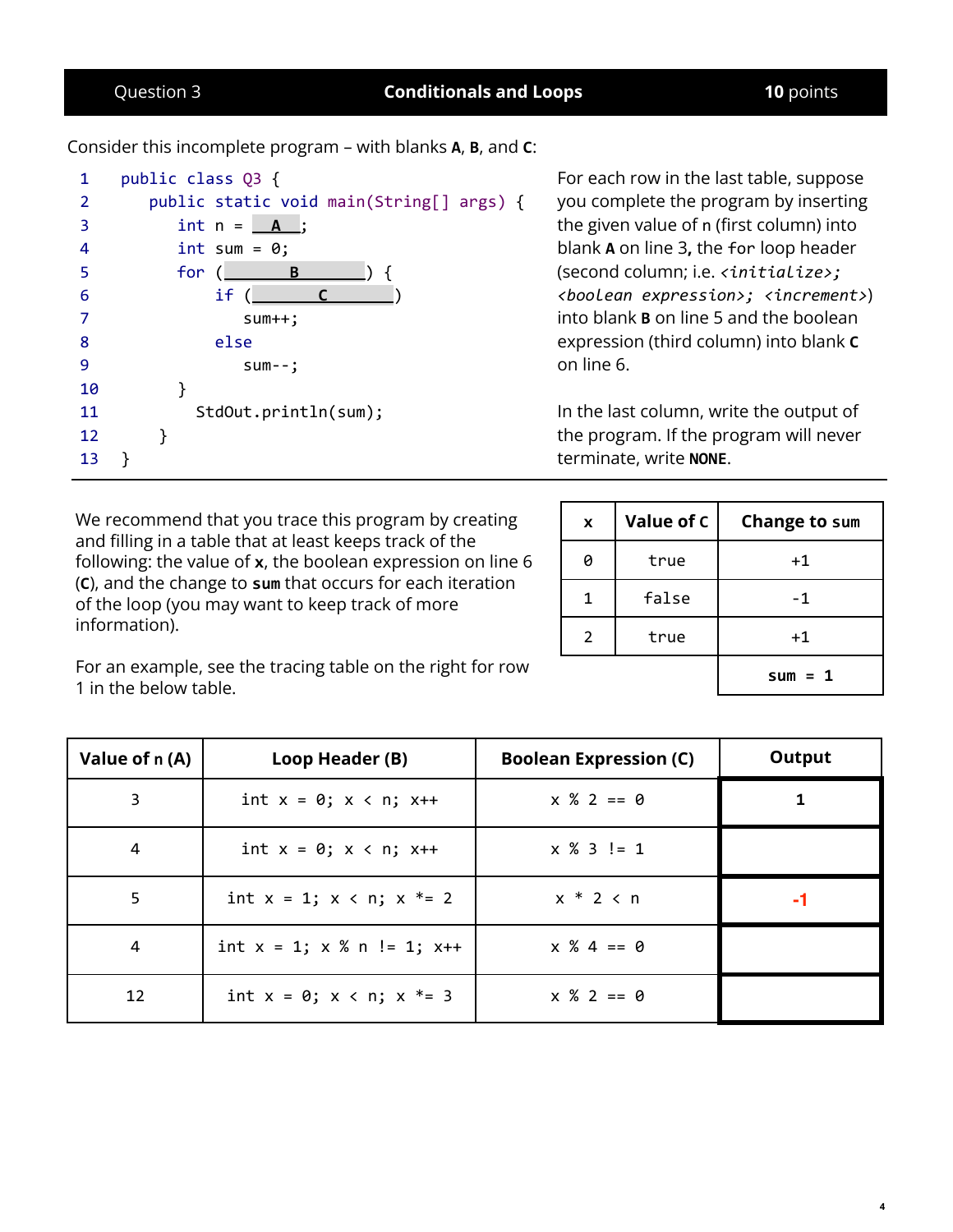| Question 3 | **Conditionals and Loops** | **10** points |
|---|---|---|

Consider this incomplete program – with blanks **A**, **B**, and **C**:

```
1   public class Q3 {
2      public static void main(String[] args) {
3         int n = __A__;
4         int sum = 0;
5         for (______B______) {
6            if (______C______)
7               sum++;
8            else
9               sum--;
10        }
11        StdOut.println(sum);
12     }
13  }
```

For each row in the last table, suppose you complete the program by inserting the given value of `n` (first column) into blank **A** on line 3, the `for` loop header (second column; i.e. *`<initialize>; <boolean expression>; <increment>`*) into blank **B** on line 5 and the boolean expression (third column) into blank **C** on line 6.

In the last column, write the output of the program. If the program will never terminate, write **NONE**.

---

We recommend that you trace this program by creating and filling in a table that at least keeps track of the following: the value of **x**, the boolean expression on line 6 (**C**), and the change to **sum** that occurs for each iteration of the loop (you may want to keep track of more information).

For an example, see the tracing table on the right for row 1 in the below table.

| x | Value of C | Change to sum |
|---|---|---|
| 0 | true | +1 |
| 1 | false | -1 |
| 2 | true | +1 |
| | | **sum = 1** |

| Value of n (A) | Loop Header (B) | Boolean Expression (C) | Output |
|---|---|---|---|
| 3 | `int x = 0; x < n; x++` | `x % 2 == 0` | **1** |
| 4 | `int x = 0; x < n; x++` | `x % 3 != 1` | |
| 5 | `int x = 1; x < n; x *= 2` | `x * 2 < n` | **-1** |
| 4 | `int x = 1; x % n != 1; x++` | `x % 4 == 0` | |
| 12 | `int x = 0; x < n; x *= 3` | `x % 2 == 0` | |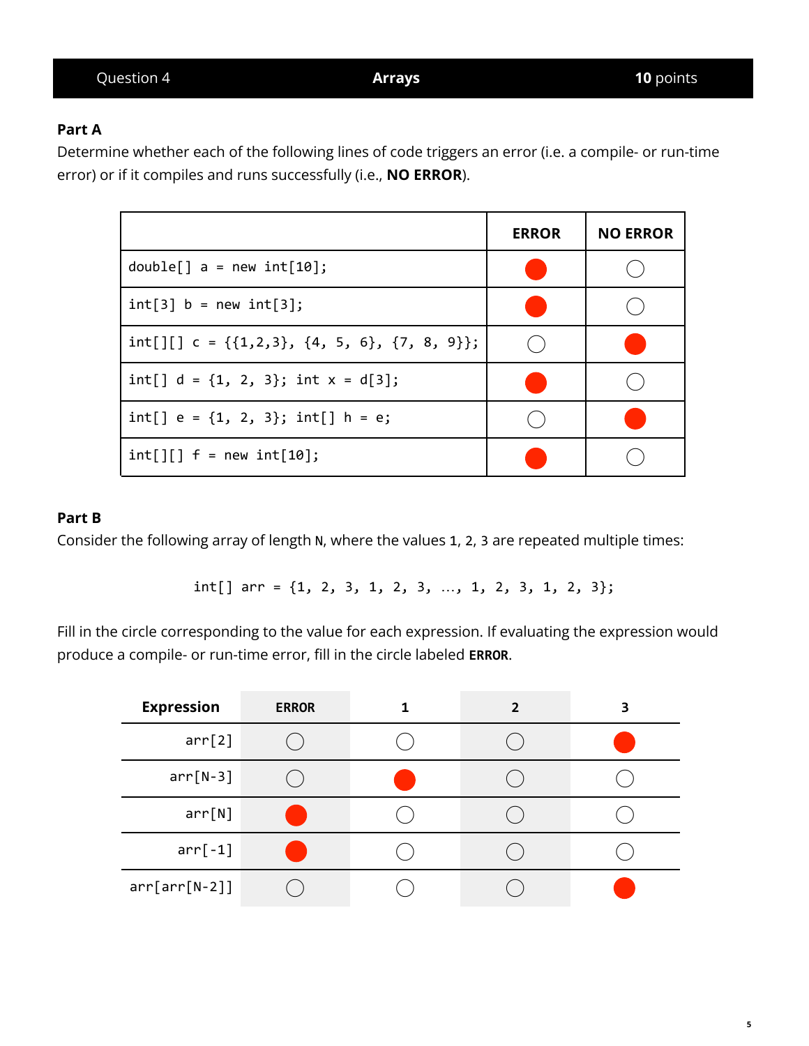| Question 4 | Arrays | **10** points |
|---|---|---|

### Part A

Determine whether each of the following lines of code triggers an error (i.e. a compile- or run-time error) or if it compiles and runs successfully (i.e., **NO ERROR**).

| | ERROR | NO ERROR |
|---|---|---|
| `double[] a = new int[10];` | ● | ○ |
| `int[3] b = new int[3];` | ● | ○ |
| `int[][] c = {{1,2,3}, {4, 5, 6}, {7, 8, 9}};` | ○ | ● |
| `int[] d = {1, 2, 3}; int x = d[3];` | ● | ○ |
| `int[] e = {1, 2, 3}; int[] h = e;` | ○ | ● |
| `int[][] f = new int[10];` | ● | ○ |

### Part B

Consider the following array of length `N`, where the values `1`, `2`, `3` are repeated multiple times:

```
int[] arr = {1, 2, 3, 1, 2, 3, …, 1, 2, 3, 1, 2, 3};
```

Fill in the circle corresponding to the value for each expression. If evaluating the expression would produce a compile- or run-time error, fill in the circle labeled **`ERROR`**.

| Expression | ERROR | 1 | 2 | 3 |
|---|---|---|---|---|
| `arr[2]` | ○ | ○ | ○ | ● |
| `arr[N-3]` | ○ | ● | ○ | ○ |
| `arr[N]` | ● | ○ | ○ | ○ |
| `arr[-1]` | ● | ○ | ○ | ○ |
| `arr[arr[N-2]]` | ○ | ○ | ○ | ● |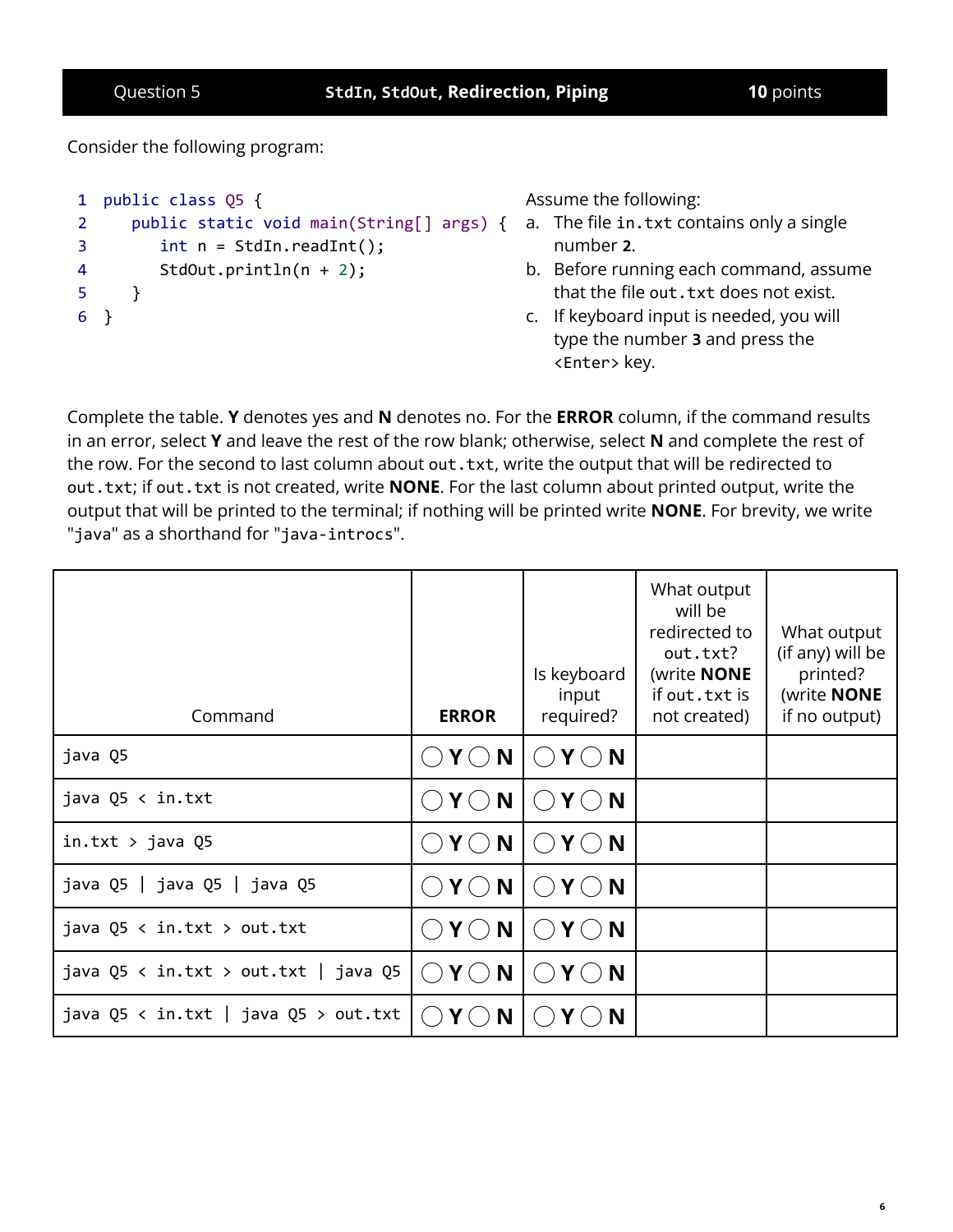| Question 5 | `StdIn`, `StdOut`, Redirection, Piping | **10** points |
|---|---|---|

Consider the following program:

```
1  public class Q5 {
2     public static void main(String[] args) {
3        int n = StdIn.readInt();
4        StdOut.println(n + 2);
5     }
6  }
```

Assume the following:

a. The file `in.txt` contains only a single number **2**.
b. Before running each command, assume that the file `out.txt` does not exist.
c. If keyboard input is needed, you will type the number **3** and press the `<Enter>` key.

Complete the table. **Y** denotes yes and **N** denotes no. For the **ERROR** column, if the command results in an error, select **Y** and leave the rest of the row blank; otherwise, select **N** and complete the rest of the row. For the second to last column about `out.txt`, write the output that will be redirected to `out.txt`; if `out.txt` is not created, write **NONE**. For the last column about printed output, write the output that will be printed to the terminal; if nothing will be printed write **NONE**. For brevity, we write "`java`" as a shorthand for "`java-introcs`".

| Command | **ERROR** | Is keyboard input required? | What output will be redirected to `out.txt`? (write **NONE** if `out.txt` is not created) | What output (if any) will be printed? (write **NONE** if no output) |
|---|---|---|---|---|
| `java Q5` | ◯ **Y** ◯ **N** | ◯ **Y** ◯ **N** | | |
| `java Q5 < in.txt` | ◯ **Y** ◯ **N** | ◯ **Y** ◯ **N** | | |
| `in.txt > java Q5` | ◯ **Y** ◯ **N** | ◯ **Y** ◯ **N** | | |
| `java Q5 \| java Q5 \| java Q5` | ◯ **Y** ◯ **N** | ◯ **Y** ◯ **N** | | |
| `java Q5 < in.txt > out.txt` | ◯ **Y** ◯ **N** | ◯ **Y** ◯ **N** | | |
| `java Q5 < in.txt > out.txt \| java Q5` | ◯ **Y** ◯ **N** | ◯ **Y** ◯ **N** | | |
| `java Q5 < in.txt \| java Q5 > out.txt` | ◯ **Y** ◯ **N** | ◯ **Y** ◯ **N** | | |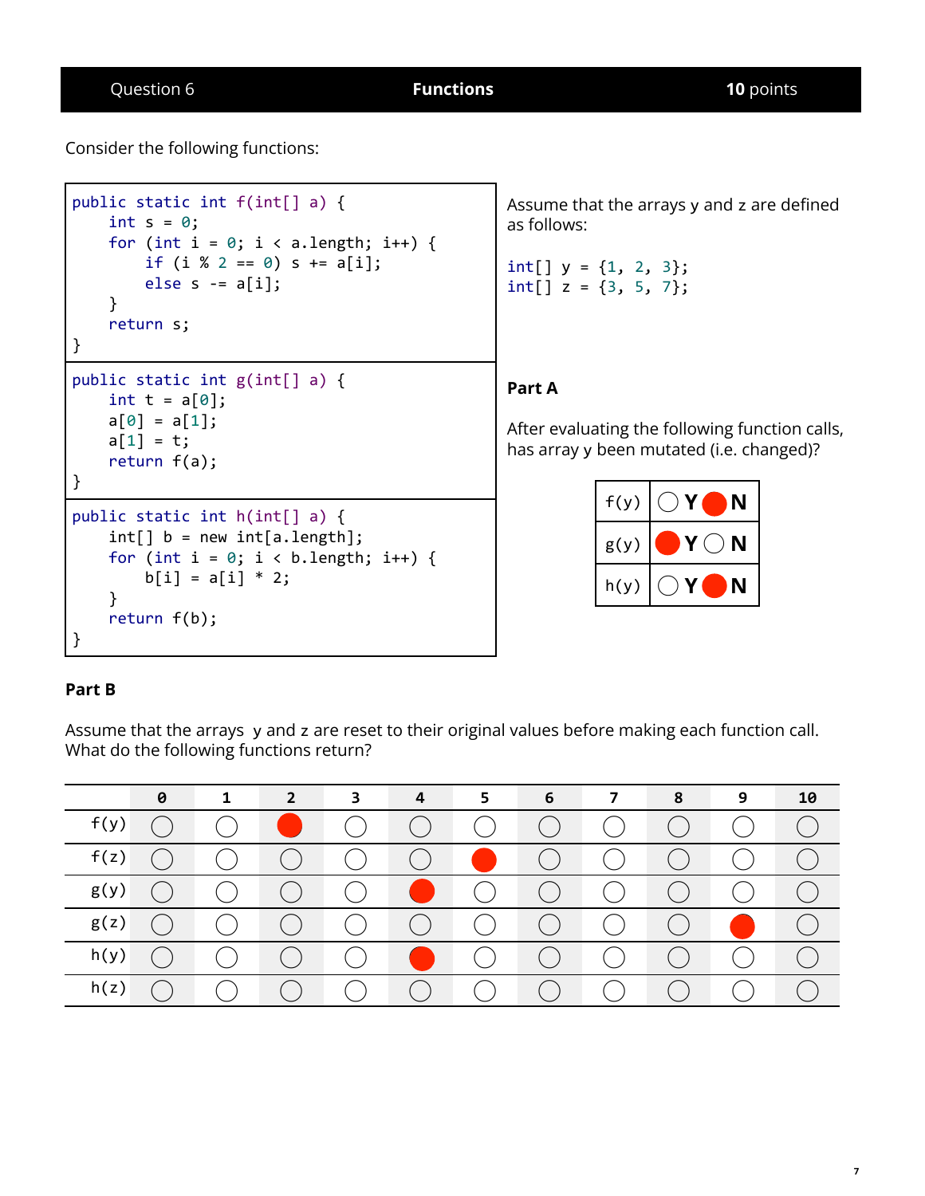## Question 6 — Functions — 10 points

Consider the following functions:

```
public static int f(int[] a) {
    int s = 0;
    for (int i = 0; i < a.length; i++) {
        if (i % 2 == 0) s += a[i];
        else s -= a[i];
    }
    return s;
}
```

```
public static int g(int[] a) {
    int t = a[0];
    a[0] = a[1];
    a[1] = t;
    return f(a);
}
```

```
public static int h(int[] a) {
    int[] b = new int[a.length];
    for (int i = 0; i < b.length; i++) {
        b[i] = a[i] * 2;
    }
    return f(b);
}
```

Assume that the arrays y and z are defined as follows:

```
int[] y = {1, 2, 3};
int[] z = {3, 5, 7};
```

### Part A

After evaluating the following function calls, has array y been mutated (i.e. changed)?

| | Y | N |
|---|---|---|
| f(y) | ○ | ● |
| g(y) | ● | ○ |
| h(y) | ○ | ● |

### Part B

Assume that the arrays y and z are reset to their original values before making each function call. What do the following functions return?

| | 0 | 1 | 2 | 3 | 4 | 5 | 6 | 7 | 8 | 9 | 10 |
|---|---|---|---|---|---|---|---|---|---|---|---|
| f(y) | ○ | ○ | ● | ○ | ○ | ○ | ○ | ○ | ○ | ○ | ○ |
| f(z) | ○ | ○ | ○ | ○ | ○ | ● | ○ | ○ | ○ | ○ | ○ |
| g(y) | ○ | ○ | ○ | ○ | ● | ○ | ○ | ○ | ○ | ○ | ○ |
| g(z) | ○ | ○ | ○ | ○ | ○ | ○ | ○ | ○ | ○ | ● | ○ |
| h(y) | ○ | ○ | ○ | ○ | ● | ○ | ○ | ○ | ○ | ○ | ○ |
| h(z) | ○ | ○ | ○ | ○ | ○ | ○ | ○ | ○ | ○ | ○ | ○ |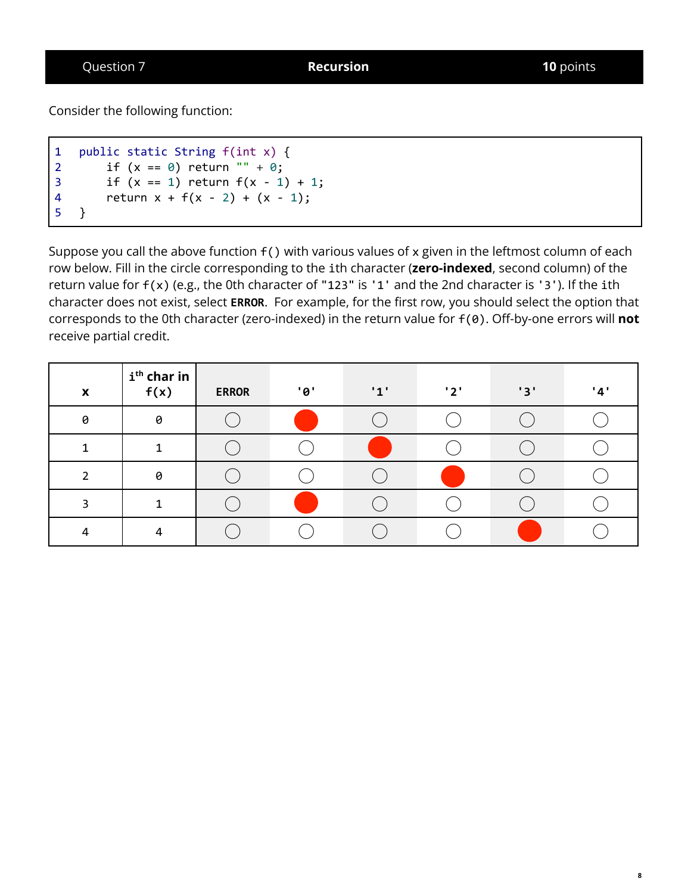| Question 7 | **Recursion** | **10** points |
| --- | --- | --- |

Consider the following function:

```
1   public static String f(int x) {
2       if (x == 0) return "" + 0;
3       if (x == 1) return f(x - 1) + 1;
4       return x + f(x - 2) + (x - 1);
5   }
```

Suppose you call the above function `f()` with various values of `x` given in the leftmost column of each row below. Fill in the circle corresponding to the `i`th character (**zero-indexed**, second column) of the return value for `f(x)` (e.g., the 0th character of `"123"` is `'1'` and the 2nd character is `'3'`). If the `i`th character does not exist, select **`ERROR`**. For example, for the first row, you should select the option that corresponds to the 0th character (zero-indexed) in the return value for `f(0)`. Off-by-one errors will **not** receive partial credit.

| **x** | **i**^th **char in f(x)** | **ERROR** | **'0'** | **'1'** | **'2'** | **'3'** | **'4'** |
| --- | --- | --- | --- | --- | --- | --- | --- |
| 0 | 0 | ○ | ● | ○ | ○ | ○ | ○ |
| 1 | 1 | ○ | ○ | ● | ○ | ○ | ○ |
| 2 | 0 | ○ | ○ | ○ | ● | ○ | ○ |
| 3 | 1 | ○ | ● | ○ | ○ | ○ | ○ |
| 4 | 4 | ○ | ○ | ○ | ○ | ● | ○ |